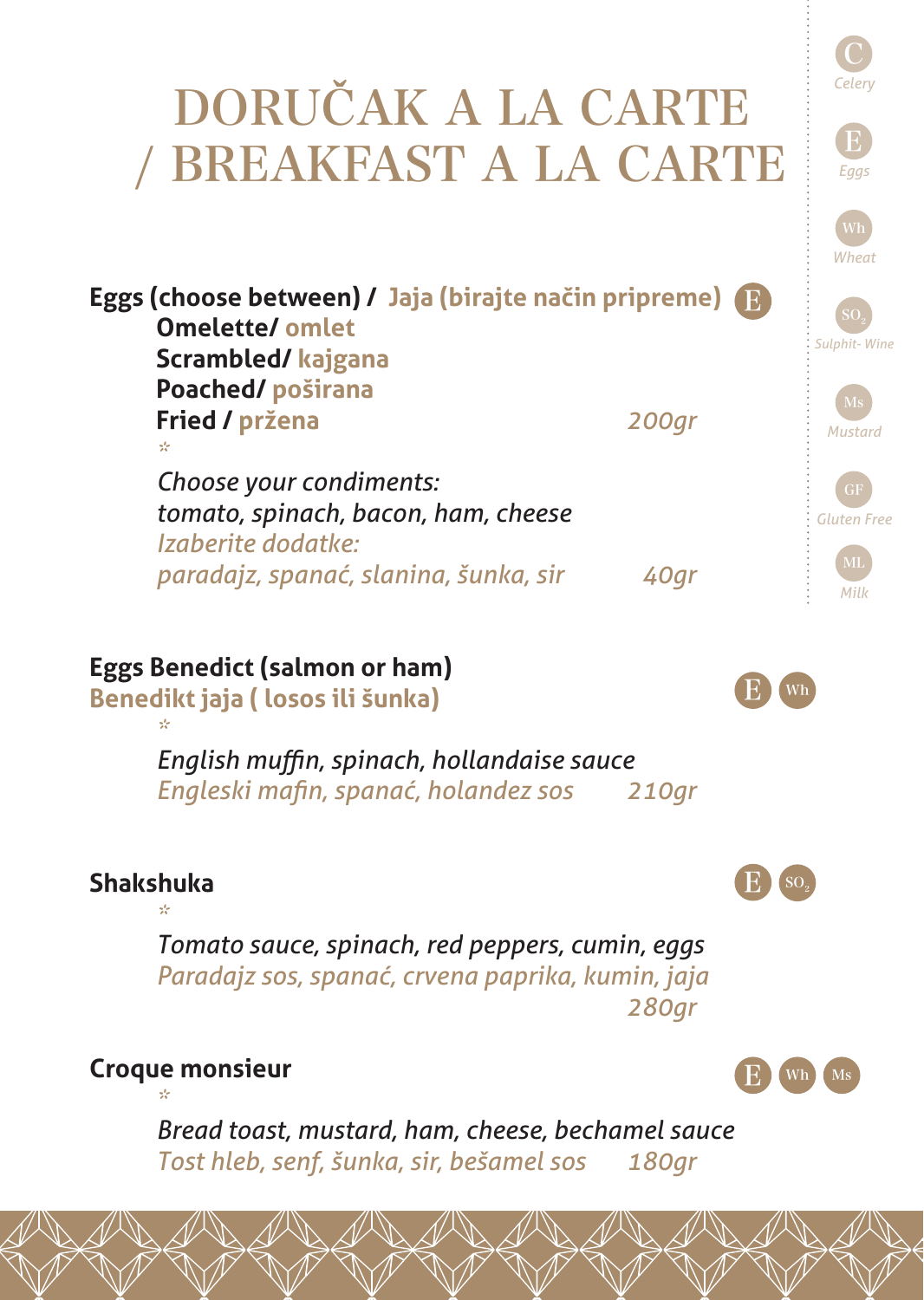# DORUČAK A LA CARTE / BREAKFAST A LA CARTE

- **C** *Celery*
- **E** *Eggs*
- **Wh** *Wheat*
- **$SO_2$** *Sulphit- Wine*
- **Ms** *Mustard*
- **GF** *Gluten Free*
- **ML** *Milk*

**Eggs (choose between) / Jaja (birajte način pripreme)** E

**Omelette/ omlet**
**Scrambled/ kajgana**
**Poached/ poširana**
**Fried / pržena** *200gr*

*

*Choose your condiments:*
*tomato, spinach, bacon, ham, cheese*
*Izaberite dodatke:*
*paradajz, spanać, slanina, šunka, sir* *40gr*

**Eggs Benedict (salmon or ham)**
**Benedikt jaja ( losos ili šunka)** E Wh

*

*English muffin, spinach, hollandaise sauce*
*Engleski mafin, spanać, holandez sos* *210gr*

**Shakshuka** E $SO_2$

*

*Tomato sauce, spinach, red peppers, cumin, eggs*
*Paradajz sos, spanać, crvena paprika, kumin, jaja*
*280gr*

**Croque monsieur** E Wh Ms

*

*Bread toast, mustard, ham, cheese, bechamel sauce*
*Tost hleb, senf, šunka, sir, bešamel sos* *180gr*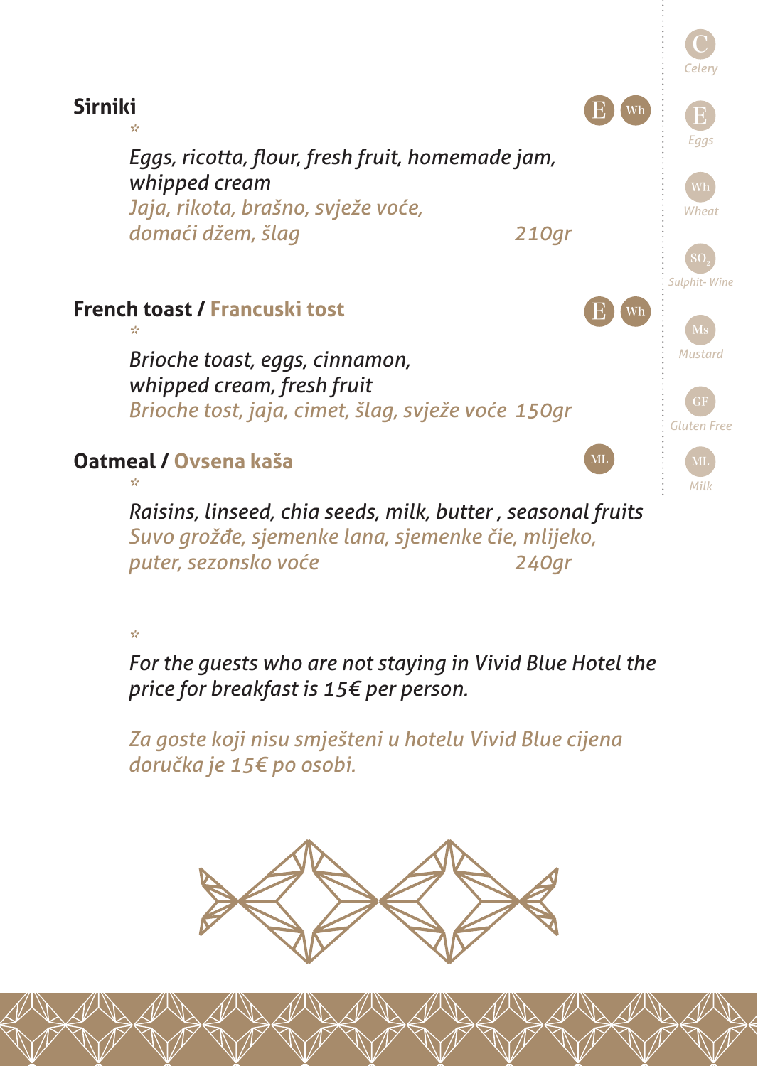## Sirniki

E Wh

*

*Eggs, ricotta, flour, fresh fruit, homemade jam, whipped cream*
*Jaja, rikota, brašno, svježe voće, domaći džem, šlag* 210gr

## French toast / Francuski tost

E Wh

*

*Brioche toast, eggs, cinnamon, whipped cream, fresh fruit*
*Brioche tost, jaja, cimet, šlag, svježe voće* 150gr

## Oatmeal / Ovsena kaša

ML

*

*Raisins, linseed, chia seeds, milk, butter , seasonal fruits*
*Suvo grožđe, sjemenke lana, sjemenke čie, mlijeko, puter, sezonsko voće* 240gr

*

*For the guests who are not staying in Vivid Blue Hotel the price for breakfast is 15€ per person.*

*Za goste koji nisu smješteni u hotelu Vivid Blue cijena doručka je 15€ po osobi.*

C Celery

E Eggs

Wh Wheat

$SO_2$ Sulphit- Wine

Ms Mustard

GF Gluten Free

ML Milk